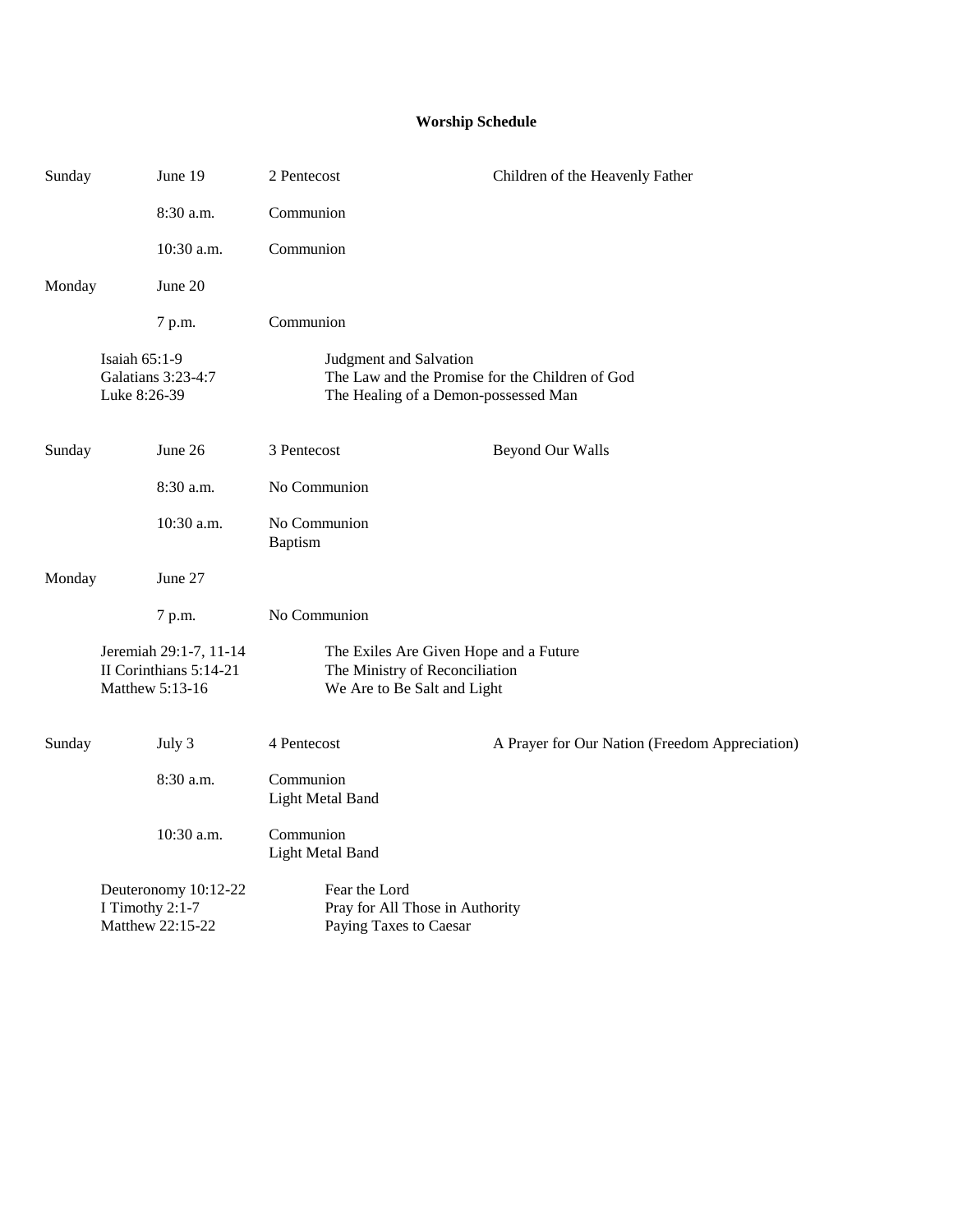**Worship Schedule**

| | | | |
|---|---|---|---|
| Sunday | June 19 | 2 Pentecost | Children of the Heavenly Father |
| | 8:30 a.m. | Communion | |
| | 10:30 a.m. | Communion | |
| Monday | June 20 | | |
| | 7 p.m. | Communion | |

Isaiah 65:1-9 — Judgment and Salvation
Galatians 3:23-4:7 — The Law and the Promise for the Children of God
Luke 8:26-39 — The Healing of a Demon-possessed Man

| | | | |
|---|---|---|---|
| Sunday | June 26 | 3 Pentecost | Beyond Our Walls |
| | 8:30 a.m. | No Communion | |
| | 10:30 a.m. | No Communion<br>Baptism | |
| Monday | June 27 | | |
| | 7 p.m. | No Communion | |

Jeremiah 29:1-7, 11-14 — The Exiles Are Given Hope and a Future
II Corinthians 5:14-21 — The Ministry of Reconciliation
Matthew 5:13-16 — We Are to Be Salt and Light

| | | | |
|---|---|---|---|
| Sunday | July 3 | 4 Pentecost | A Prayer for Our Nation (Freedom Appreciation) |
| | 8:30 a.m. | Communion<br>Light Metal Band | |
| | 10:30 a.m. | Communion<br>Light Metal Band | |

Deuteronomy 10:12-22 — Fear the Lord
I Timothy 2:1-7 — Pray for All Those in Authority
Matthew 22:15-22 — Paying Taxes to Caesar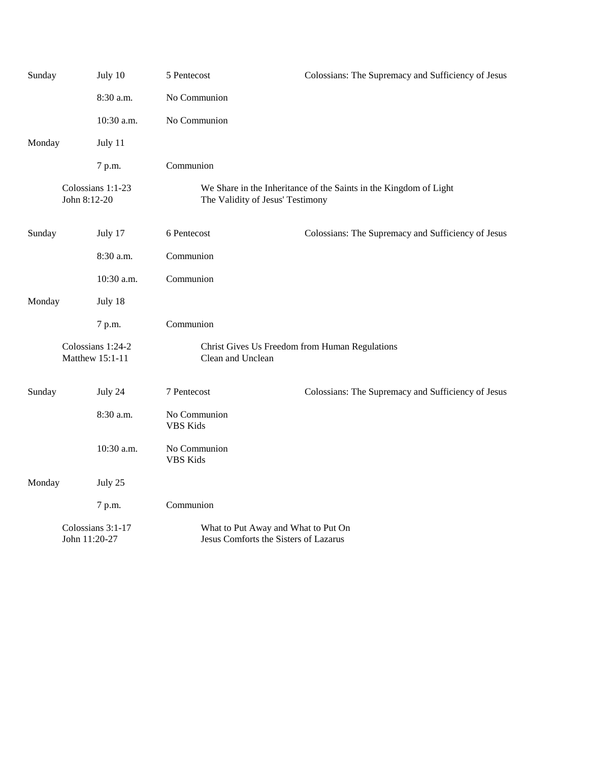| | | | |
|---|---|---|---|
| Sunday | July 10 | 5 Pentecost | Colossians: The Supremacy and Sufficiency of Jesus |
| | 8:30 a.m. | No Communion | |
| | 10:30 a.m. | No Communion | |
| Monday | July 11 | | |
| | 7 p.m. | Communion | |

Colossians 1:1-23 — We Share in the Inheritance of the Saints in the Kingdom of Light
John 8:12-20 — The Validity of Jesus' Testimony

| | | | |
|---|---|---|---|
| Sunday | July 17 | 6 Pentecost | Colossians: The Supremacy and Sufficiency of Jesus |
| | 8:30 a.m. | Communion | |
| | 10:30 a.m. | Communion | |
| Monday | July 18 | | |
| | 7 p.m. | Communion | |

Colossians 1:24-2 — Christ Gives Us Freedom from Human Regulations
Matthew 15:1-11 — Clean and Unclean

| | | | |
|---|---|---|---|
| Sunday | July 24 | 7 Pentecost | Colossians: The Supremacy and Sufficiency of Jesus |
| | 8:30 a.m. | No Communion<br>VBS Kids | |
| | 10:30 a.m. | No Communion<br>VBS Kids | |
| Monday | July 25 | | |
| | 7 p.m. | Communion | |

Colossians 3:1-17 — What to Put Away and What to Put On
John 11:20-27 — Jesus Comforts the Sisters of Lazarus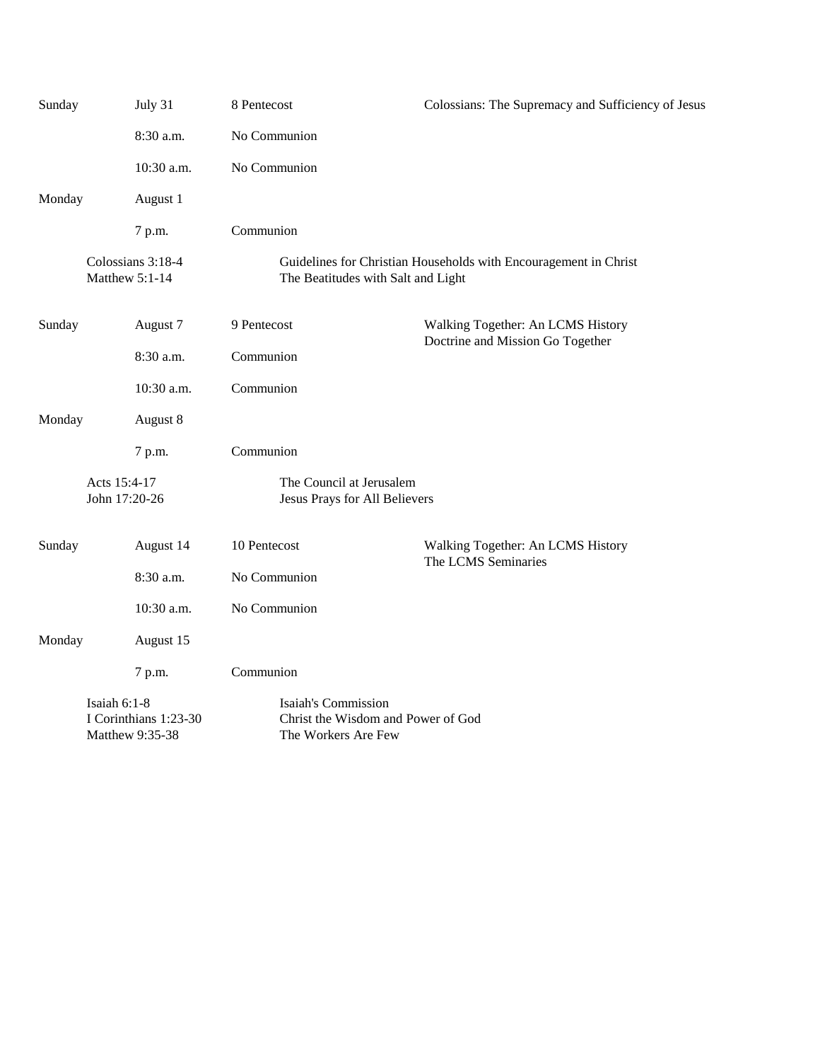| | | | |
|---|---|---|---|
| Sunday | July 31 | 8 Pentecost | Colossians: The Supremacy and Sufficiency of Jesus |
| | 8:30 a.m. | No Communion | |
| | 10:30 a.m. | No Communion | |
| Monday | August 1 | | |
| | 7 p.m. | Communion | |

Colossians 3:18-4 — Guidelines for Christian Households with Encouragement in Christ
Matthew 5:1-14 — The Beatitudes with Salt and Light

| | | | |
|---|---|---|---|
| Sunday | August 7 | 9 Pentecost | Walking Together: An LCMS History<br>Doctrine and Mission Go Together |
| | 8:30 a.m. | Communion | |
| | 10:30 a.m. | Communion | |
| Monday | August 8 | | |
| | 7 p.m. | Communion | |

Acts 15:4-17 — The Council at Jerusalem
John 17:20-26 — Jesus Prays for All Believers

| | | | |
|---|---|---|---|
| Sunday | August 14 | 10 Pentecost | Walking Together: An LCMS History<br>The LCMS Seminaries |
| | 8:30 a.m. | No Communion | |
| | 10:30 a.m. | No Communion | |
| Monday | August 15 | | |
| | 7 p.m. | Communion | |

Isaiah 6:1-8 — Isaiah's Commission
I Corinthians 1:23-30 — Christ the Wisdom and Power of God
Matthew 9:35-38 — The Workers Are Few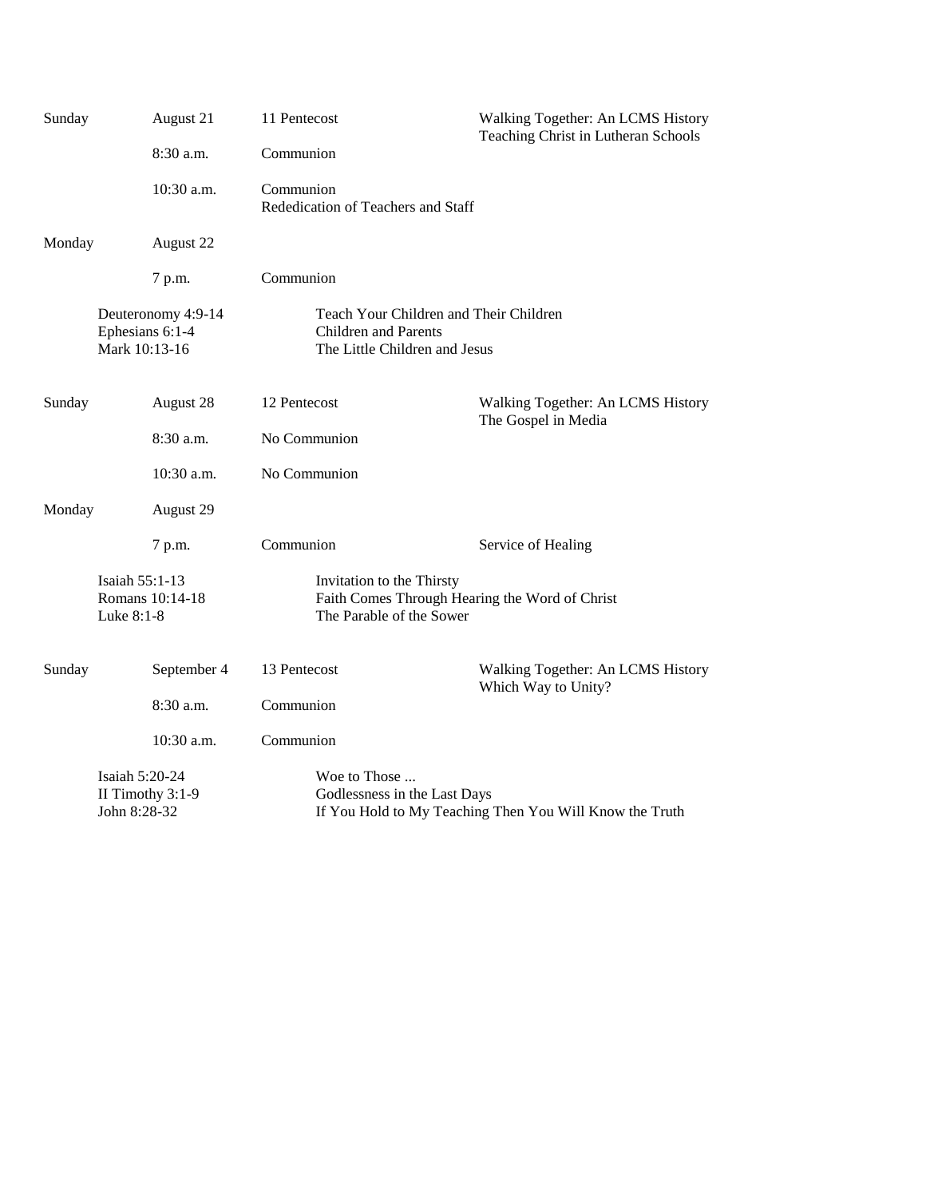| | | | |
|---|---|---|---|
| Sunday | August 21 | 11 Pentecost | Walking Together: An LCMS History<br>Teaching Christ in Lutheran Schools |
| | 8:30 a.m. | Communion | |
| | 10:30 a.m. | Communion<br>Rededication of Teachers and Staff | |
| Monday | August 22 | | |
| | 7 p.m. | Communion | |

Deuteronomy 4:9-14 — Teach Your Children and Their Children
Ephesians 6:1-4 — Children and Parents
Mark 10:13-16 — The Little Children and Jesus

| | | | |
|---|---|---|---|
| Sunday | August 28 | 12 Pentecost | Walking Together: An LCMS History<br>The Gospel in Media |
| | 8:30 a.m. | No Communion | |
| | 10:30 a.m. | No Communion | |
| Monday | August 29 | | |
| | 7 p.m. | Communion | Service of Healing |

Isaiah 55:1-13 — Invitation to the Thirsty
Romans 10:14-18 — Faith Comes Through Hearing the Word of Christ
Luke 8:1-8 — The Parable of the Sower

| | | | |
|---|---|---|---|
| Sunday | September 4 | 13 Pentecost | Walking Together: An LCMS History<br>Which Way to Unity? |
| | 8:30 a.m. | Communion | |
| | 10:30 a.m. | Communion | |

Isaiah 5:20-24 — Woe to Those ...
II Timothy 3:1-9 — Godlessness in the Last Days
John 8:28-32 — If You Hold to My Teaching Then You Will Know the Truth